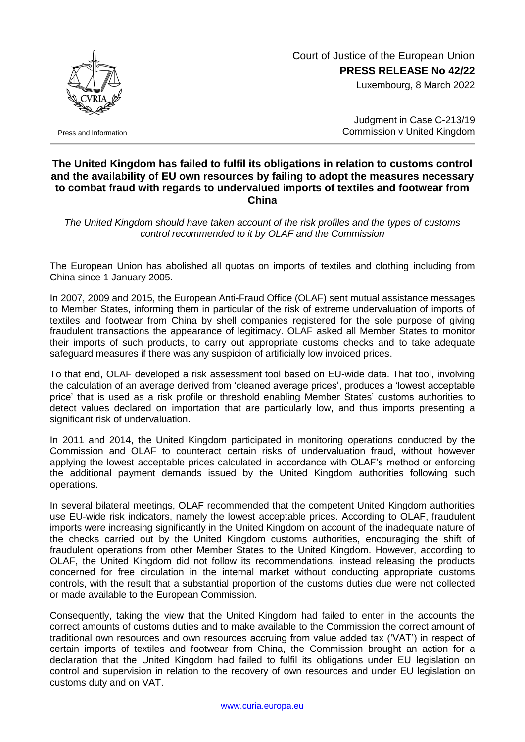Court of Justice of the European Union
**PRESS RELEASE No 42/22**
Luxembourg, 8 March 2022

Press and Information

Judgment in Case C-213/19
Commission v United Kingdom

## The United Kingdom has failed to fulfil its obligations in relation to customs control and the availability of EU own resources by failing to adopt the measures necessary to combat fraud with regards to undervalued imports of textiles and footwear from China

*The United Kingdom should have taken account of the risk profiles and the types of customs control recommended to it by OLAF and the Commission*

The European Union has abolished all quotas on imports of textiles and clothing including from China since 1 January 2005.

In 2007, 2009 and 2015, the European Anti-Fraud Office (OLAF) sent mutual assistance messages to Member States, informing them in particular of the risk of extreme undervaluation of imports of textiles and footwear from China by shell companies registered for the sole purpose of giving fraudulent transactions the appearance of legitimacy. OLAF asked all Member States to monitor their imports of such products, to carry out appropriate customs checks and to take adequate safeguard measures if there was any suspicion of artificially low invoiced prices.

To that end, OLAF developed a risk assessment tool based on EU-wide data. That tool, involving the calculation of an average derived from 'cleaned average prices', produces a 'lowest acceptable price' that is used as a risk profile or threshold enabling Member States' customs authorities to detect values declared on importation that are particularly low, and thus imports presenting a significant risk of undervaluation.

In 2011 and 2014, the United Kingdom participated in monitoring operations conducted by the Commission and OLAF to counteract certain risks of undervaluation fraud, without however applying the lowest acceptable prices calculated in accordance with OLAF's method or enforcing the additional payment demands issued by the United Kingdom authorities following such operations.

In several bilateral meetings, OLAF recommended that the competent United Kingdom authorities use EU-wide risk indicators, namely the lowest acceptable prices. According to OLAF, fraudulent imports were increasing significantly in the United Kingdom on account of the inadequate nature of the checks carried out by the United Kingdom customs authorities, encouraging the shift of fraudulent operations from other Member States to the United Kingdom. However, according to OLAF, the United Kingdom did not follow its recommendations, instead releasing the products concerned for free circulation in the internal market without conducting appropriate customs controls, with the result that a substantial proportion of the customs duties due were not collected or made available to the European Commission.

Consequently, taking the view that the United Kingdom had failed to enter in the accounts the correct amounts of customs duties and to make available to the Commission the correct amount of traditional own resources and own resources accruing from value added tax ('VAT') in respect of certain imports of textiles and footwear from China, the Commission brought an action for a declaration that the United Kingdom had failed to fulfil its obligations under EU legislation on control and supervision in relation to the recovery of own resources and under EU legislation on customs duty and on VAT.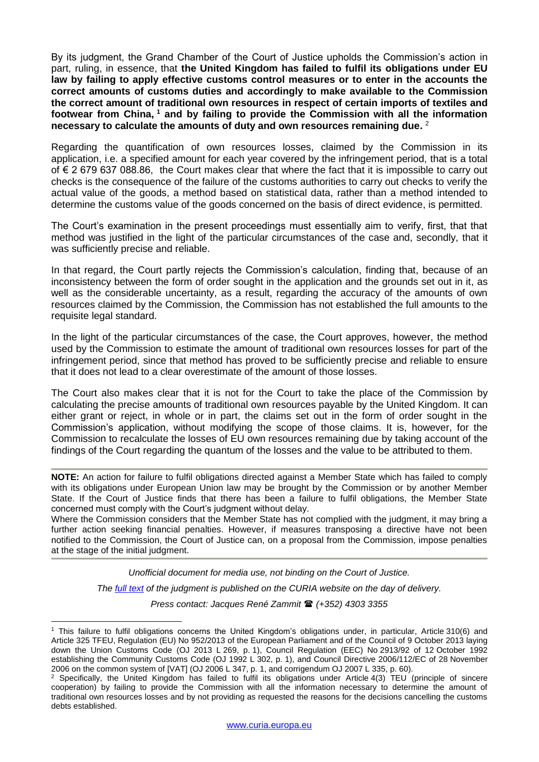By its judgment, the Grand Chamber of the Court of Justice upholds the Commission's action in part, ruling, in essence, that **the United Kingdom has failed to fulfil its obligations under EU law by failing to apply effective customs control measures or to enter in the accounts the correct amounts of customs duties and accordingly to make available to the Commission the correct amount of traditional own resources in respect of certain imports of textiles and footwear from China,** [1] **and by failing to provide the Commission with all the information necessary to calculate the amounts of duty and own resources remaining due.** [2]

Regarding the quantification of own resources losses, claimed by the Commission in its application, i.e. a specified amount for each year covered by the infringement period, that is a total of € 2 679 637 088.86, the Court makes clear that where the fact that it is impossible to carry out checks is the consequence of the failure of the customs authorities to carry out checks to verify the actual value of the goods, a method based on statistical data, rather than a method intended to determine the customs value of the goods concerned on the basis of direct evidence, is permitted.

The Court's examination in the present proceedings must essentially aim to verify, first, that that method was justified in the light of the particular circumstances of the case and, secondly, that it was sufficiently precise and reliable.

In that regard, the Court partly rejects the Commission's calculation, finding that, because of an inconsistency between the form of order sought in the application and the grounds set out in it, as well as the considerable uncertainty, as a result, regarding the accuracy of the amounts of own resources claimed by the Commission, the Commission has not established the full amounts to the requisite legal standard.

In the light of the particular circumstances of the case, the Court approves, however, the method used by the Commission to estimate the amount of traditional own resources losses for part of the infringement period, since that method has proved to be sufficiently precise and reliable to ensure that it does not lead to a clear overestimate of the amount of those losses.

The Court also makes clear that it is not for the Court to take the place of the Commission by calculating the precise amounts of traditional own resources payable by the United Kingdom. It can either grant or reject, in whole or in part, the claims set out in the form of order sought in the Commission's application, without modifying the scope of those claims. It is, however, for the Commission to recalculate the losses of EU own resources remaining due by taking account of the findings of the Court regarding the quantum of the losses and the value to be attributed to them.

---

**NOTE:** An action for failure to fulfil obligations directed against a Member State which has failed to comply with its obligations under European Union law may be brought by the Commission or by another Member State. If the Court of Justice finds that there has been a failure to fulfil obligations, the Member State concerned must comply with the Court's judgment without delay.

Where the Commission considers that the Member State has not complied with the judgment, it may bring a further action seeking financial penalties. However, if measures transposing a directive have not been notified to the Commission, the Court of Justice can, on a proposal from the Commission, impose penalties at the stage of the initial judgment.

---

*Unofficial document for media use, not binding on the Court of Justice.*

*The [full text](#) of the judgment is published on the CURIA website on the day of delivery.*

*Press contact: Jacques René Zammit ☎ (+352) 4303 3355*

---

[1] This failure to fulfil obligations concerns the United Kingdom's obligations under, in particular, Article 310(6) and Article 325 TFEU, Regulation (EU) No 952/2013 of the European Parliament and of the Council of 9 October 2013 laying down the Union Customs Code (OJ 2013 L 269, p. 1), Council Regulation (EEC) No 2913/92 of 12 October 1992 establishing the Community Customs Code (OJ 1992 L 302, p. 1), and Council Directive 2006/112/EC of 28 November 2006 on the common system of [VAT] (OJ 2006 L 347, p. 1, and corrigendum OJ 2007 L 335, p. 60).

[2] Specifically, the United Kingdom has failed to fulfil its obligations under Article 4(3) TEU (principle of sincere cooperation) by failing to provide the Commission with all the information necessary to determine the amount of traditional own resources losses and by not providing as requested the reasons for the decisions cancelling the customs debts established.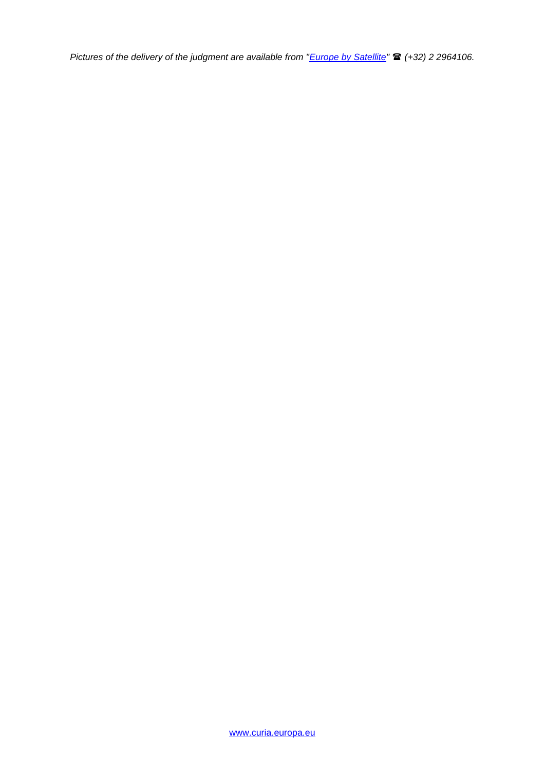*Pictures of the delivery of the judgment are available from "[Europe by Satellite](#)" ☎ (+32) 2 2964106.*

[www.curia.europa.eu](http://www.curia.europa.eu)